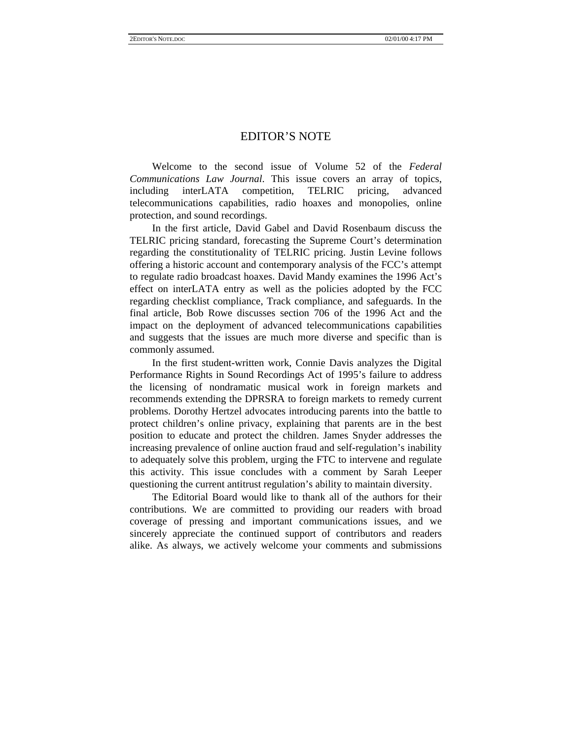# EDITOR'S NOTE

Welcome to the second issue of Volume 52 of the *Federal Communications Law Journal*. This issue covers an array of topics, including interLATA competition, TELRIC pricing, advanced telecommunications capabilities, radio hoaxes and monopolies, online protection, and sound recordings.

In the first article, David Gabel and David Rosenbaum discuss the TELRIC pricing standard, forecasting the Supreme Court's determination regarding the constitutionality of TELRIC pricing. Justin Levine follows offering a historic account and contemporary analysis of the FCC's attempt to regulate radio broadcast hoaxes. David Mandy examines the 1996 Act's effect on interLATA entry as well as the policies adopted by the FCC regarding checklist compliance, Track compliance, and safeguards. In the final article, Bob Rowe discusses section 706 of the 1996 Act and the impact on the deployment of advanced telecommunications capabilities and suggests that the issues are much more diverse and specific than is commonly assumed.

In the first student-written work, Connie Davis analyzes the Digital Performance Rights in Sound Recordings Act of 1995's failure to address the licensing of nondramatic musical work in foreign markets and recommends extending the DPRSRA to foreign markets to remedy current problems. Dorothy Hertzel advocates introducing parents into the battle to protect children's online privacy, explaining that parents are in the best position to educate and protect the children. James Snyder addresses the increasing prevalence of online auction fraud and self-regulation's inability to adequately solve this problem, urging the FTC to intervene and regulate this activity. This issue concludes with a comment by Sarah Leeper questioning the current antitrust regulation's ability to maintain diversity.

The Editorial Board would like to thank all of the authors for their contributions. We are committed to providing our readers with broad coverage of pressing and important communications issues, and we sincerely appreciate the continued support of contributors and readers alike. As always, we actively welcome your comments and submissions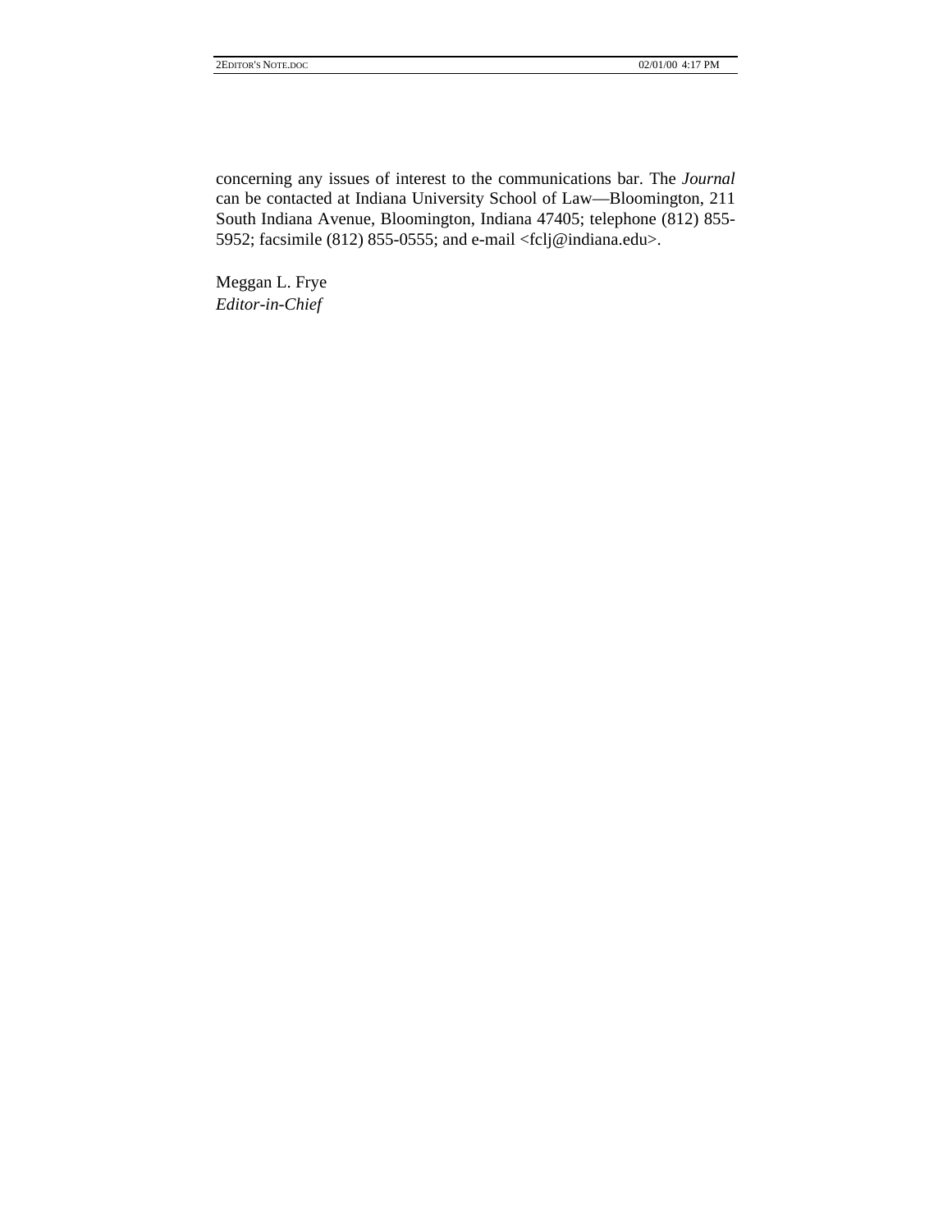concerning any issues of interest to the communications bar. The *Journal* can be contacted at Indiana University School of Law—Bloomington, 211 South Indiana Avenue, Bloomington, Indiana 47405; telephone (812) 855-5952; facsimile (812) 855-0555; and e-mail <fclj@indiana.edu>.

Meggan L. Frye
*Editor-in-Chief*